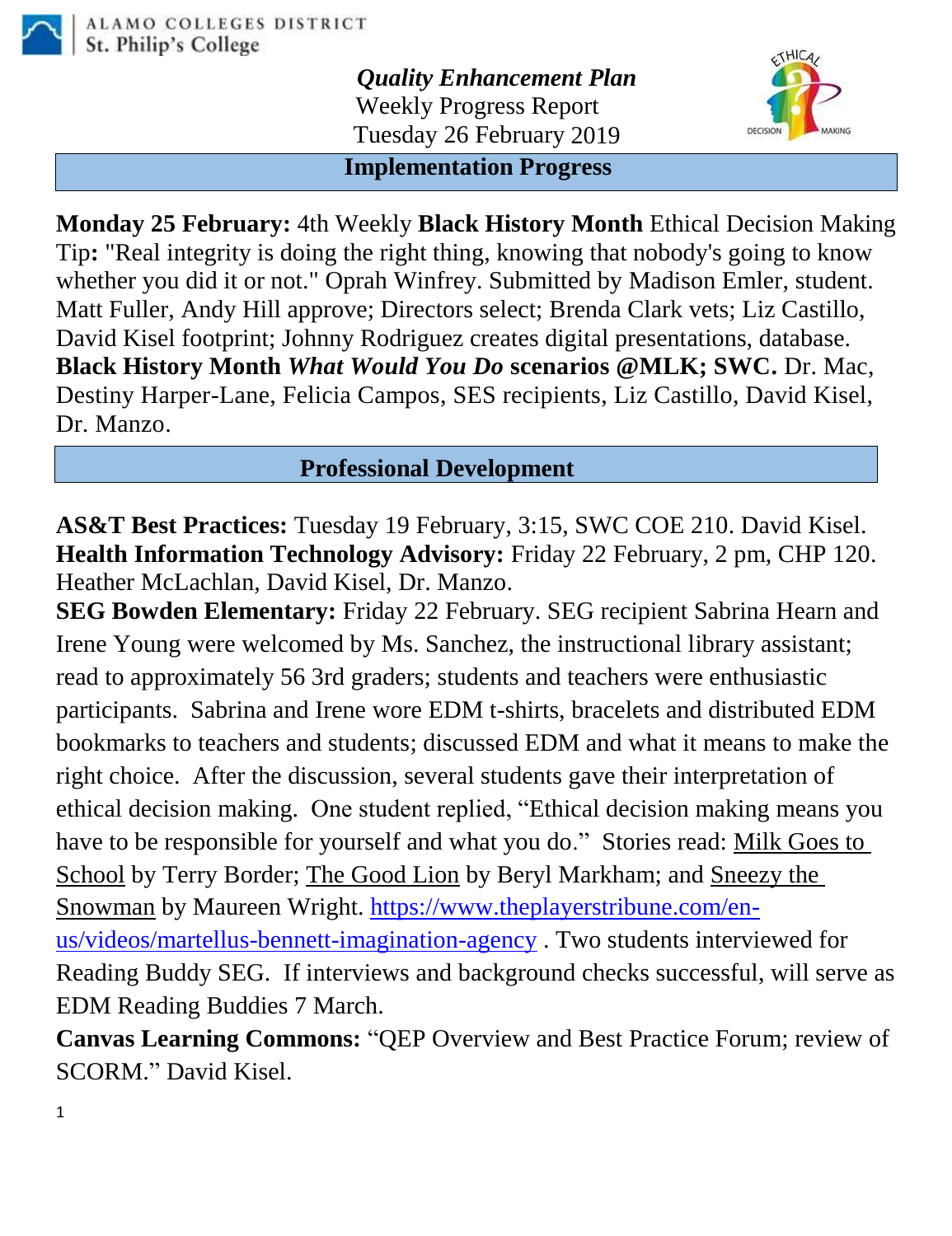ALAMO COLLEGES DISTRICT
St. Philip's College

***Quality Enhancement Plan***
Weekly Progress Report
Tuesday 26 February 2019

## Implementation Progress

**Monday 25 February:** 4th Weekly **Black History Month** Ethical Decision Making Tip**:** "Real integrity is doing the right thing, knowing that nobody's going to know whether you did it or not." Oprah Winfrey. Submitted by Madison Emler, student. Matt Fuller, Andy Hill approve; Directors select; Brenda Clark vets; Liz Castillo, David Kisel footprint; Johnny Rodriguez creates digital presentations, database.
**Black History Month *What Would You Do* scenarios @MLK; SWC.** Dr. Mac, Destiny Harper-Lane, Felicia Campos, SES recipients, Liz Castillo, David Kisel, Dr. Manzo.

## Professional Development

**AS&T Best Practices:** Tuesday 19 February, 3:15, SWC COE 210. David Kisel.
**Health Information Technology Advisory:** Friday 22 February, 2 pm, CHP 120. Heather McLachlan, David Kisel, Dr. Manzo.
**SEG Bowden Elementary:** Friday 22 February. SEG recipient Sabrina Hearn and Irene Young were welcomed by Ms. Sanchez, the instructional library assistant; read to approximately 56 3rd graders; students and teachers were enthusiastic participants. Sabrina and Irene wore EDM t-shirts, bracelets and distributed EDM bookmarks to teachers and students; discussed EDM and what it means to make the right choice. After the discussion, several students gave their interpretation of ethical decision making. One student replied, "Ethical decision making means you have to be responsible for yourself and what you do." Stories read: Milk Goes to School by Terry Border; The Good Lion by Beryl Markham; and Sneezy the Snowman by Maureen Wright. https://www.theplayerstribune.com/en-us/videos/martellus-bennett-imagination-agency . Two students interviewed for Reading Buddy SEG. If interviews and background checks successful, will serve as EDM Reading Buddies 7 March.
**Canvas Learning Commons:** "QEP Overview and Best Practice Forum; review of SCORM." David Kisel.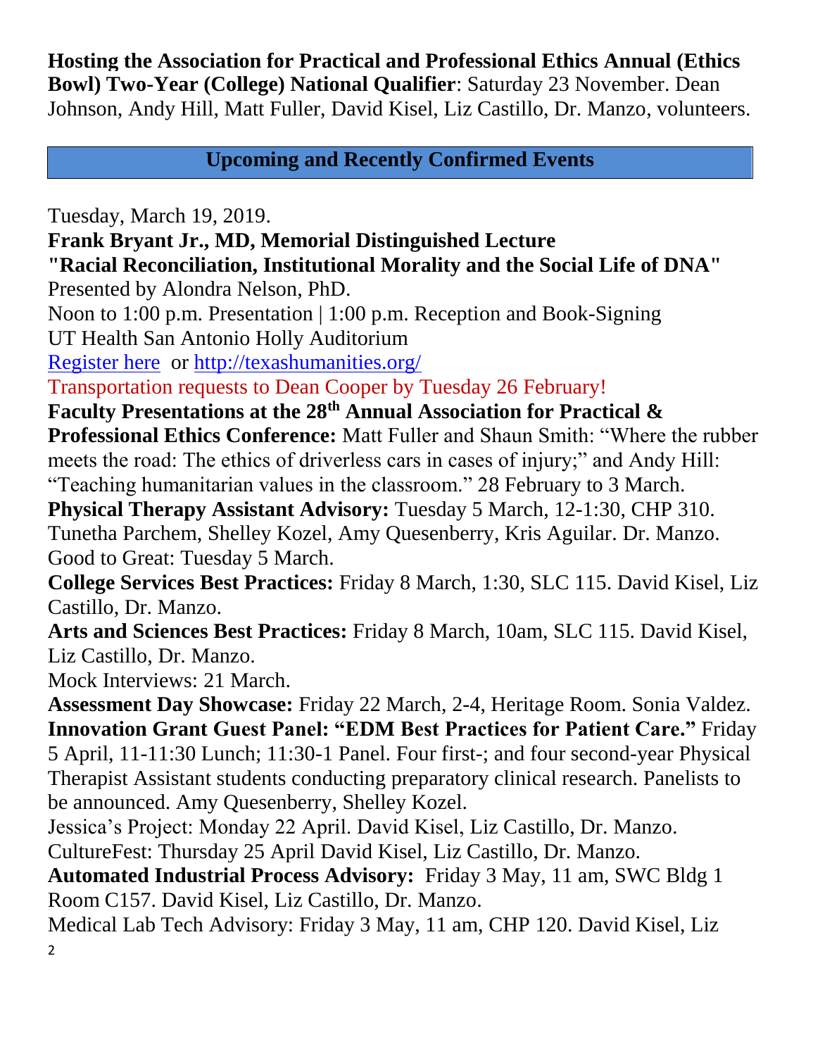**Hosting the Association for Practical and Professional Ethics Annual (Ethics Bowl) Two-Year (College) National Qualifier**: Saturday 23 November. Dean Johnson, Andy Hill, Matt Fuller, David Kisel, Liz Castillo, Dr. Manzo, volunteers.

## Upcoming and Recently Confirmed Events

Tuesday, March 19, 2019.
**Frank Bryant Jr., MD, Memorial Distinguished Lecture**
**"Racial Reconciliation, Institutional Morality and the Social Life of DNA"**
Presented by Alondra Nelson, PhD.
Noon to 1:00 p.m. Presentation | 1:00 p.m. Reception and Book-Signing
UT Health San Antonio Holly Auditorium
Register here or http://texashumanities.org/
Transportation requests to Dean Cooper by Tuesday 26 February!

**Faculty Presentations at the 28th Annual Association for Practical & Professional Ethics Conference:** Matt Fuller and Shaun Smith: "Where the rubber meets the road: The ethics of driverless cars in cases of injury;" and Andy Hill: "Teaching humanitarian values in the classroom." 28 February to 3 March.

**Physical Therapy Assistant Advisory:** Tuesday 5 March, 12-1:30, CHP 310. Tunetha Parchem, Shelley Kozel, Amy Quesenberry, Kris Aguilar. Dr. Manzo.

Good to Great: Tuesday 5 March.

**College Services Best Practices:** Friday 8 March, 1:30, SLC 115. David Kisel, Liz Castillo, Dr. Manzo.

**Arts and Sciences Best Practices:** Friday 8 March, 10am, SLC 115. David Kisel, Liz Castillo, Dr. Manzo.

Mock Interviews: 21 March.

**Assessment Day Showcase:** Friday 22 March, 2-4, Heritage Room. Sonia Valdez.

**Innovation Grant Guest Panel: "EDM Best Practices for Patient Care."** Friday 5 April, 11-11:30 Lunch; 11:30-1 Panel. Four first-; and four second-year Physical Therapist Assistant students conducting preparatory clinical research. Panelists to be announced. Amy Quesenberry, Shelley Kozel.

Jessica's Project: Monday 22 April. David Kisel, Liz Castillo, Dr. Manzo.

CultureFest: Thursday 25 April David Kisel, Liz Castillo, Dr. Manzo.

**Automated Industrial Process Advisory:** Friday 3 May, 11 am, SWC Bldg 1 Room C157. David Kisel, Liz Castillo, Dr. Manzo.

Medical Lab Tech Advisory: Friday 3 May, 11 am, CHP 120. David Kisel, Liz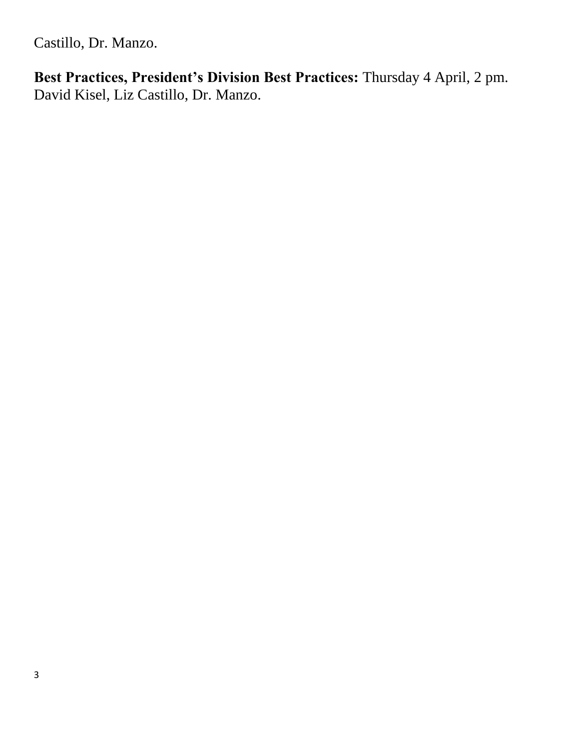Castillo, Dr. Manzo.

**Best Practices, President's Division Best Practices:** Thursday 4 April, 2 pm. David Kisel, Liz Castillo, Dr. Manzo.